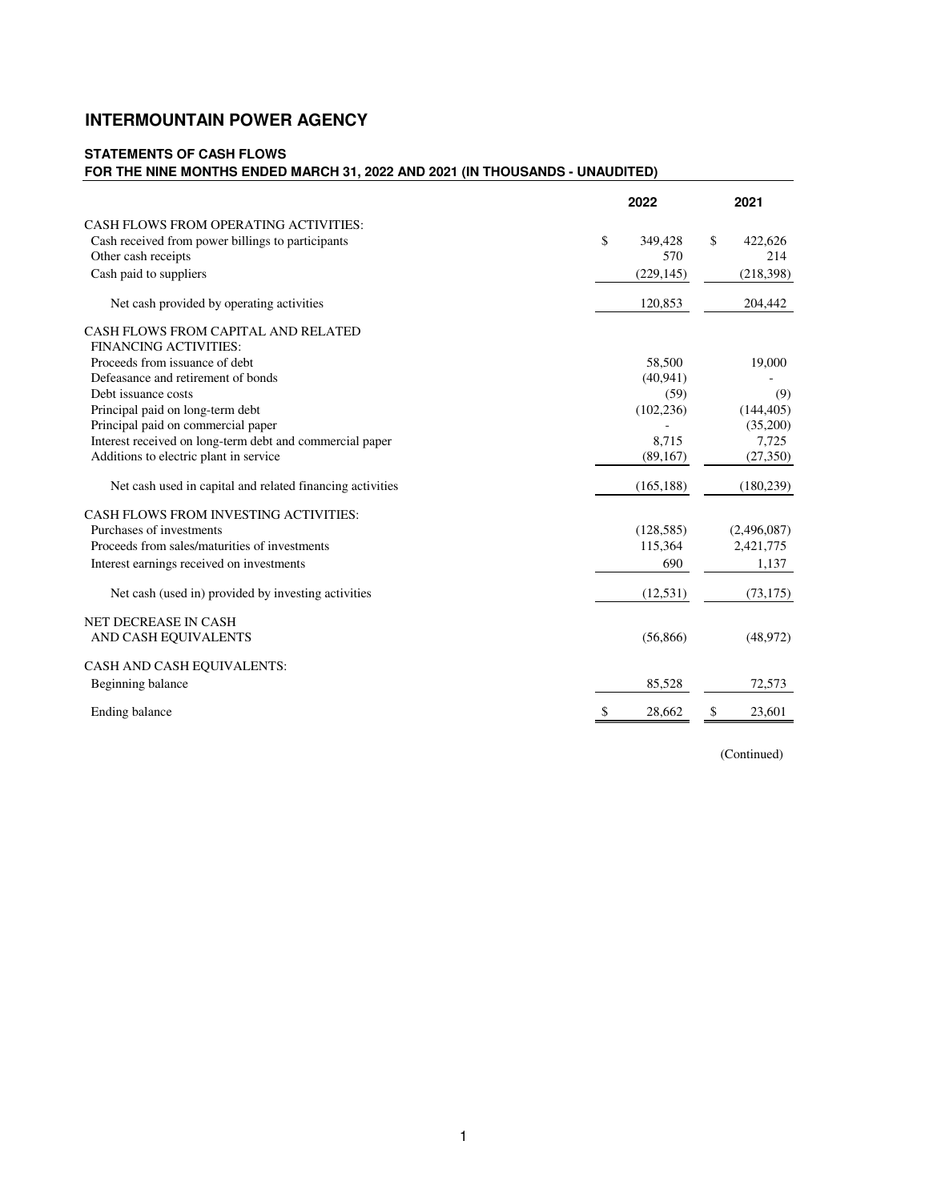# INTERMOUNTAIN POWER AGENCY

**STATEMENTS OF CASH FLOWS**
**FOR THE NINE MONTHS ENDED MARCH 31, 2022 AND 2021 (IN THOUSANDS - UNAUDITED)**

| | 2022 | 2021 |
|---|---|---|
| CASH FLOWS FROM OPERATING ACTIVITIES: | | |
| Cash received from power billings to participants | $ 349,428 | $ 422,626 |
| Other cash receipts | 570 | 214 |
| Cash paid to suppliers | (229,145) | (218,398) |
| Net cash provided by operating activities | 120,853 | 204,442 |
| CASH FLOWS FROM CAPITAL AND RELATED FINANCING ACTIVITIES: | | |
| Proceeds from issuance of debt | 58,500 | 19,000 |
| Defeasance and retirement of bonds | (40,941) | - |
| Debt issuance costs | (59) | (9) |
| Principal paid on long-term debt | (102,236) | (144,405) |
| Principal paid on commercial paper | - | (35,200) |
| Interest received on long-term debt and commercial paper | 8,715 | 7,725 |
| Additions to electric plant in service | (89,167) | (27,350) |
| Net cash used in capital and related financing activities | (165,188) | (180,239) |
| CASH FLOWS FROM INVESTING ACTIVITIES: | | |
| Purchases of investments | (128,585) | (2,496,087) |
| Proceeds from sales/maturities of investments | 115,364 | 2,421,775 |
| Interest earnings received on investments | 690 | 1,137 |
| Net cash (used in) provided by investing activities | (12,531) | (73,175) |
| NET DECREASE IN CASH AND CASH EQUIVALENTS | (56,866) | (48,972) |
| CASH AND CASH EQUIVALENTS: | | |
| Beginning balance | 85,528 | 72,573 |
| Ending balance | $ 28,662 | $ 23,601 |

(Continued)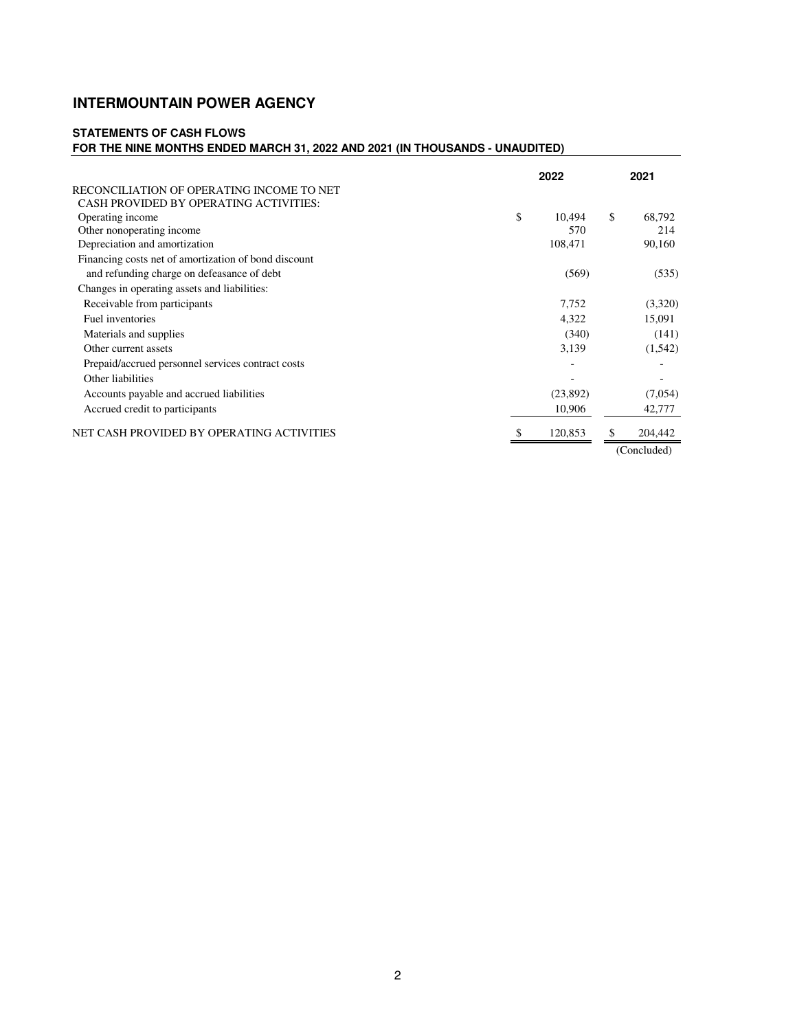# INTERMOUNTAIN POWER AGENCY

### STATEMENTS OF CASH FLOWS
### FOR THE NINE MONTHS ENDED MARCH 31, 2022 AND 2021 (IN THOUSANDS - UNAUDITED)

| | 2022 | 2021 |
|---|---|---|
| RECONCILIATION OF OPERATING INCOME TO NET CASH PROVIDED BY OPERATING ACTIVITIES: | | |
| Operating income | $ 10,494 | $ 68,792 |
| Other nonoperating income | 570 | 214 |
| Depreciation and amortization | 108,471 | 90,160 |
| Financing costs net of amortization of bond discount and refunding charge on defeasance of debt | (569) | (535) |
| Changes in operating assets and liabilities: | | |
| Receivable from participants | 7,752 | (3,320) |
| Fuel inventories | 4,322 | 15,091 |
| Materials and supplies | (340) | (141) |
| Other current assets | 3,139 | (1,542) |
| Prepaid/accrued personnel services contract costs | - | - |
| Other liabilities | - | - |
| Accounts payable and accrued liabilities | (23,892) | (7,054) |
| Accrued credit to participants | 10,906 | 42,777 |
| NET CASH PROVIDED BY OPERATING ACTIVITIES | $ 120,853 | $ 204,442 |

(Concluded)